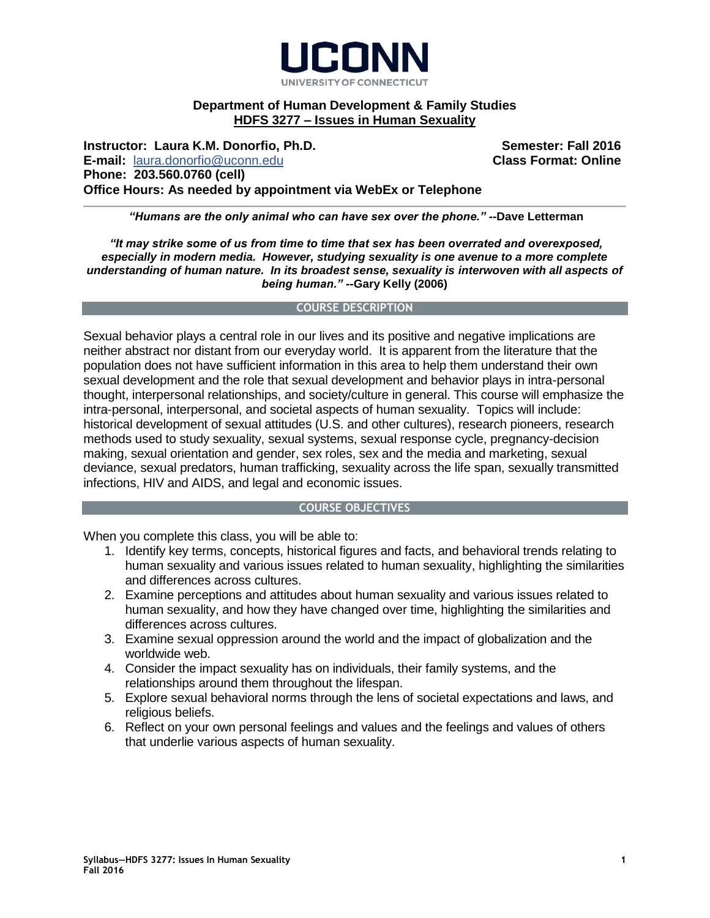UCONN
UNIVERSITY OF CONNECTICUT

**Department of Human Development & Family Studies**
**HDFS 3277 – Issues in Human Sexuality**

**Instructor: Laura K.M. Donorfio, Ph.D.**
**E-mail:** laura.donorfio@uconn.edu
**Phone: 203.560.0760 (cell)**
**Office Hours: As needed by appointment via WebEx or Telephone**

**Semester: Fall 2016**
**Class Format: Online**

***"Humans are the only animal who can have sex over the phone."*** **--Dave Letterman**

***"It may strike some of us from time to time that sex has been overrated and overexposed, especially in modern media. However, studying sexuality is one avenue to a more complete understanding of human nature. In its broadest sense, sexuality is interwoven with all aspects of being human."*** **--Gary Kelly (2006)**

## COURSE DESCRIPTION

Sexual behavior plays a central role in our lives and its positive and negative implications are neither abstract nor distant from our everyday world. It is apparent from the literature that the population does not have sufficient information in this area to help them understand their own sexual development and the role that sexual development and behavior plays in intra-personal thought, interpersonal relationships, and society/culture in general. This course will emphasize the intra-personal, interpersonal, and societal aspects of human sexuality. Topics will include: historical development of sexual attitudes (U.S. and other cultures), research pioneers, research methods used to study sexuality, sexual systems, sexual response cycle, pregnancy-decision making, sexual orientation and gender, sex roles, sex and the media and marketing, sexual deviance, sexual predators, human trafficking, sexuality across the life span, sexually transmitted infections, HIV and AIDS, and legal and economic issues.

## COURSE OBJECTIVES

When you complete this class, you will be able to:

1. Identify key terms, concepts, historical figures and facts, and behavioral trends relating to human sexuality and various issues related to human sexuality, highlighting the similarities and differences across cultures.
2. Examine perceptions and attitudes about human sexuality and various issues related to human sexuality, and how they have changed over time, highlighting the similarities and differences across cultures.
3. Examine sexual oppression around the world and the impact of globalization and the worldwide web.
4. Consider the impact sexuality has on individuals, their family systems, and the relationships around them throughout the lifespan.
5. Explore sexual behavioral norms through the lens of societal expectations and laws, and religious beliefs.
6. Reflect on your own personal feelings and values and the feelings and values of others that underlie various aspects of human sexuality.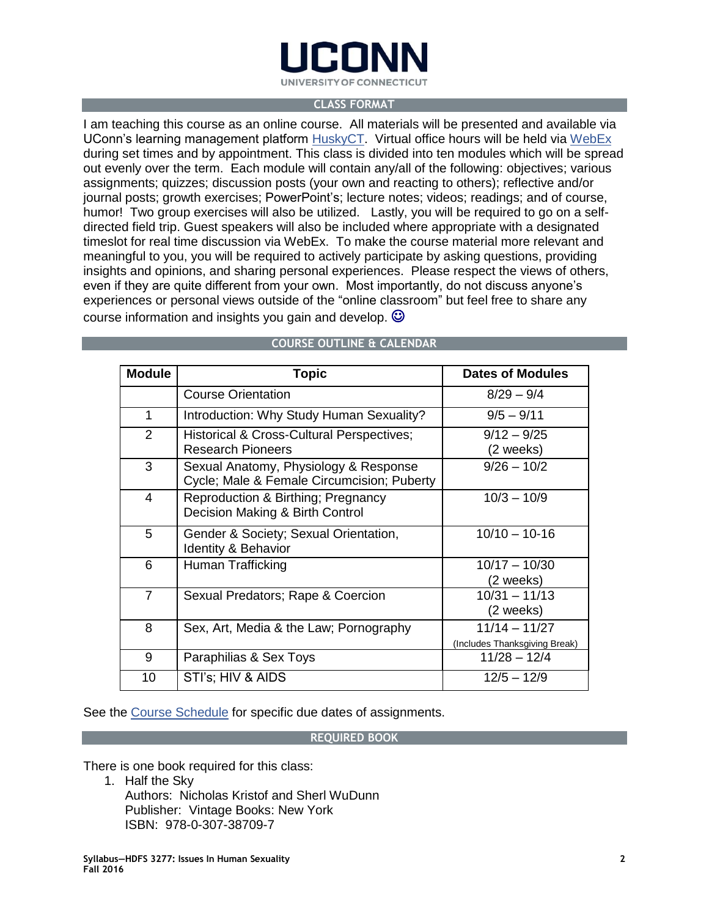## CLASS FORMAT

I am teaching this course as an online course. All materials will be presented and available via UConn's learning management platform HuskyCT. Virtual office hours will be held via WebEx during set times and by appointment. This class is divided into ten modules which will be spread out evenly over the term. Each module will contain any/all of the following: objectives; various assignments; quizzes; discussion posts (your own and reacting to others); reflective and/or journal posts; growth exercises; PowerPoint's; lecture notes; videos; readings; and of course, humor! Two group exercises will also be utilized. Lastly, you will be required to go on a self-directed field trip. Guest speakers will also be included where appropriate with a designated timeslot for real time discussion via WebEx. To make the course material more relevant and meaningful to you, you will be required to actively participate by asking questions, providing insights and opinions, and sharing personal experiences. Please respect the views of others, even if they are quite different from your own. Most importantly, do not discuss anyone's experiences or personal views outside of the "online classroom" but feel free to share any course information and insights you gain and develop. ☺

## COURSE OUTLINE & CALENDAR

| Module | Topic | Dates of Modules |
|---|---|---|
| | Course Orientation | 8/29 – 9/4 |
| 1 | Introduction: Why Study Human Sexuality? | 9/5 – 9/11 |
| 2 | Historical & Cross-Cultural Perspectives; Research Pioneers | 9/12 – 9/25 (2 weeks) |
| 3 | Sexual Anatomy, Physiology & Response Cycle; Male & Female Circumcision; Puberty | 9/26 – 10/2 |
| 4 | Reproduction & Birthing; Pregnancy Decision Making & Birth Control | 10/3 – 10/9 |
| 5 | Gender & Society; Sexual Orientation, Identity & Behavior | 10/10 – 10-16 |
| 6 | Human Trafficking | 10/17 – 10/30 (2 weeks) |
| 7 | Sexual Predators; Rape & Coercion | 10/31 – 11/13 (2 weeks) |
| 8 | Sex, Art, Media & the Law; Pornography | 11/14 – 11/27 (Includes Thanksgiving Break) |
| 9 | Paraphilias & Sex Toys | 11/28 – 12/4 |
| 10 | STI's; HIV & AIDS | 12/5 – 12/9 |

See the Course Schedule for specific due dates of assignments.

## REQUIRED BOOK

There is one book required for this class:

1. Half the Sky
   Authors: Nicholas Kristof and Sherl WuDunn
   Publisher: Vintage Books: New York
   ISBN: 978-0-307-38709-7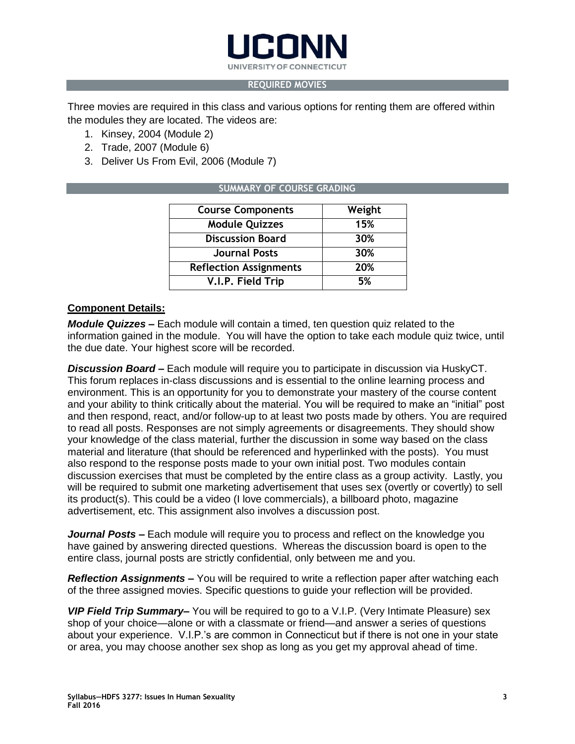## REQUIRED MOVIES

Three movies are required in this class and various options for renting them are offered within the modules they are located. The videos are:

1. Kinsey, 2004 (Module 2)
2. Trade, 2007 (Module 6)
3. Deliver Us From Evil, 2006 (Module 7)

## SUMMARY OF COURSE GRADING

| Course Components | Weight |
| --- | --- |
| Module Quizzes | 15% |
| Discussion Board | 30% |
| Journal Posts | 30% |
| Reflection Assignments | 20% |
| V.I.P. Field Trip | 5% |

**Component Details:**

***Module Quizzes –*** Each module will contain a timed, ten question quiz related to the information gained in the module. You will have the option to take each module quiz twice, until the due date. Your highest score will be recorded.

***Discussion Board –*** Each module will require you to participate in discussion via HuskyCT. This forum replaces in-class discussions and is essential to the online learning process and environment. This is an opportunity for you to demonstrate your mastery of the course content and your ability to think critically about the material. You will be required to make an "initial" post and then respond, react, and/or follow-up to at least two posts made by others. You are required to read all posts. Responses are not simply agreements or disagreements. They should show your knowledge of the class material, further the discussion in some way based on the class material and literature (that should be referenced and hyperlinked with the posts). You must also respond to the response posts made to your own initial post. Two modules contain discussion exercises that must be completed by the entire class as a group activity. Lastly, you will be required to submit one marketing advertisement that uses sex (overtly or covertly) to sell its product(s). This could be a video (I love commercials), a billboard photo, magazine advertisement, etc. This assignment also involves a discussion post.

***Journal Posts –*** Each module will require you to process and reflect on the knowledge you have gained by answering directed questions. Whereas the discussion board is open to the entire class, journal posts are strictly confidential, only between me and you.

***Reflection Assignments –*** You will be required to write a reflection paper after watching each of the three assigned movies. Specific questions to guide your reflection will be provided.

***VIP Field Trip Summary–*** You will be required to go to a V.I.P. (Very Intimate Pleasure) sex shop of your choice—alone or with a classmate or friend—and answer a series of questions about your experience. V.I.P.'s are common in Connecticut but if there is not one in your state or area, you may choose another sex shop as long as you get my approval ahead of time.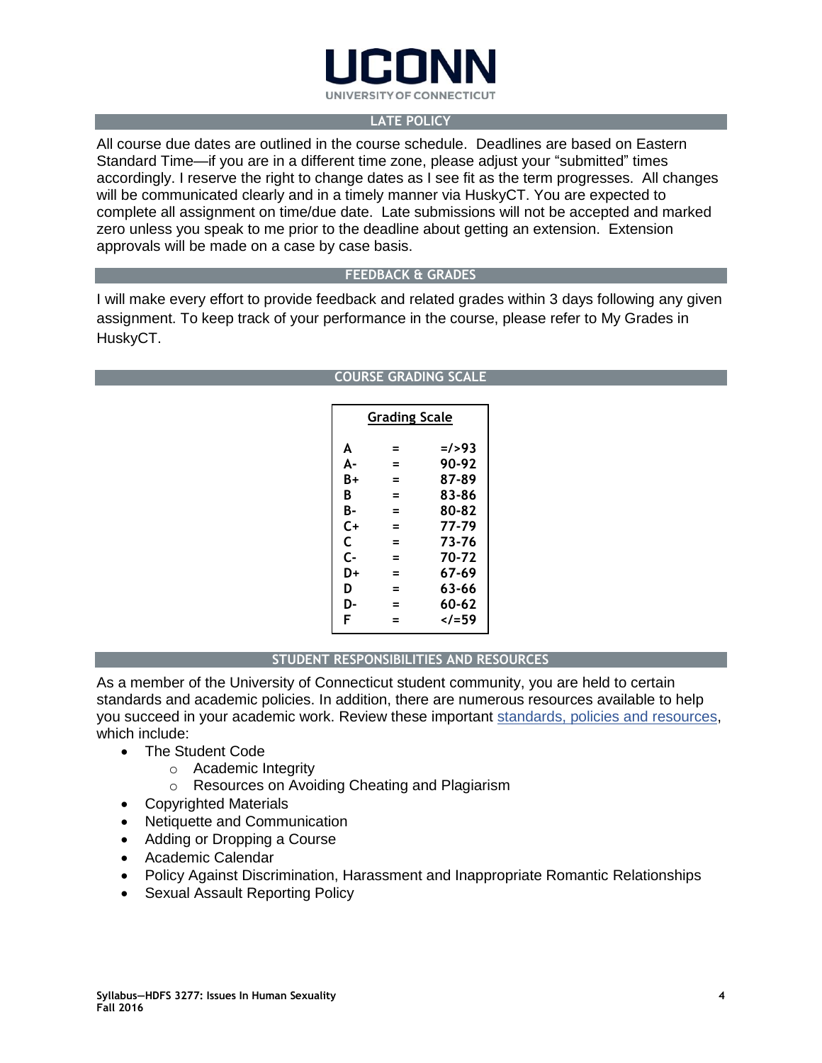## LATE POLICY

All course due dates are outlined in the course schedule. Deadlines are based on Eastern Standard Time—if you are in a different time zone, please adjust your "submitted" times accordingly. I reserve the right to change dates as I see fit as the term progresses. All changes will be communicated clearly and in a timely manner via HuskyCT. You are expected to complete all assignment on time/due date. Late submissions will not be accepted and marked zero unless you speak to me prior to the deadline about getting an extension. Extension approvals will be made on a case by case basis.

## FEEDBACK & GRADES

I will make every effort to provide feedback and related grades within 3 days following any given assignment. To keep track of your performance in the course, please refer to My Grades in HuskyCT.

## COURSE GRADING SCALE

**Grading Scale**

| | | |
|---|---|---|
| A | = | =/>93 |
| A- | = | 90-92 |
| B+ | = | 87-89 |
| B | = | 83-86 |
| B- | = | 80-82 |
| C+ | = | 77-79 |
| C | = | 73-76 |
| C- | = | 70-72 |
| D+ | = | 67-69 |
| D | = | 63-66 |
| D- | = | 60-62 |
| F | = | </=59 |

## STUDENT RESPONSIBILITIES AND RESOURCES

As a member of the University of Connecticut student community, you are held to certain standards and academic policies. In addition, there are numerous resources available to help you succeed in your academic work. Review these important standards, policies and resources, which include:

- The Student Code
  - Academic Integrity
  - Resources on Avoiding Cheating and Plagiarism
- Copyrighted Materials
- Netiquette and Communication
- Adding or Dropping a Course
- Academic Calendar
- Policy Against Discrimination, Harassment and Inappropriate Romantic Relationships
- Sexual Assault Reporting Policy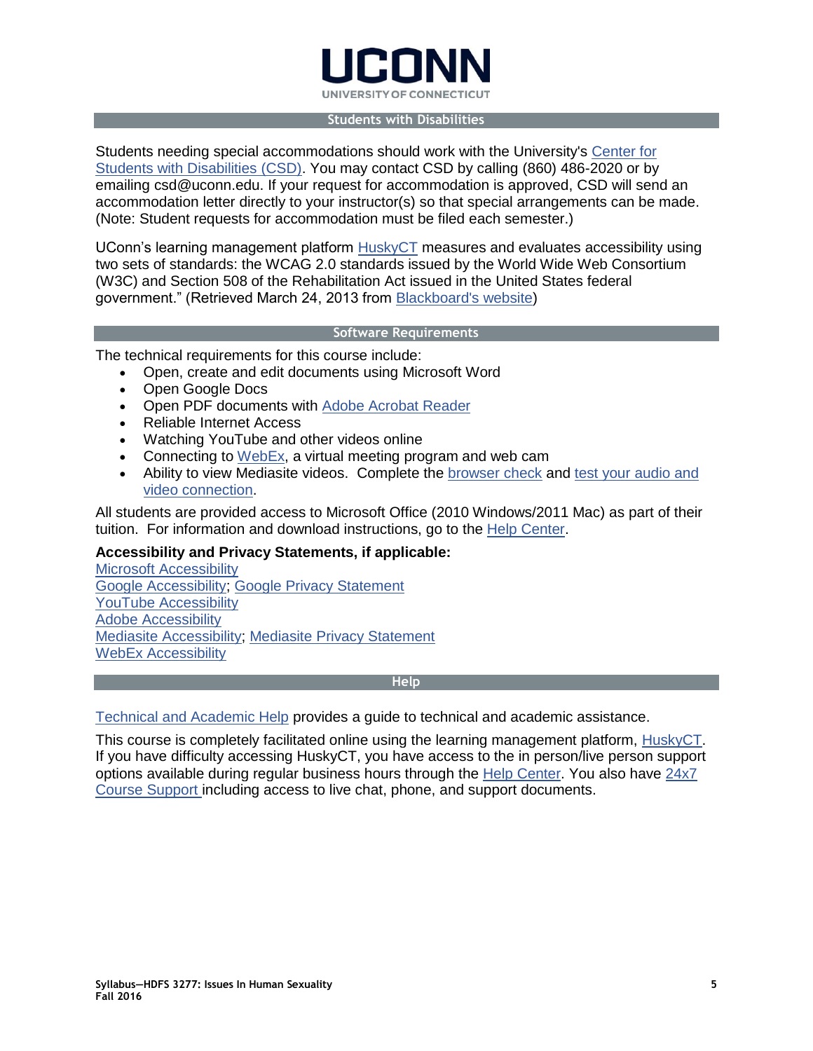## Students with Disabilities

Students needing special accommodations should work with the University's Center for Students with Disabilities (CSD). You may contact CSD by calling (860) 486-2020 or by emailing csd@uconn.edu. If your request for accommodation is approved, CSD will send an accommodation letter directly to your instructor(s) so that special arrangements can be made. (Note: Student requests for accommodation must be filed each semester.)

UConn's learning management platform HuskyCT measures and evaluates accessibility using two sets of standards: the WCAG 2.0 standards issued by the World Wide Web Consortium (W3C) and Section 508 of the Rehabilitation Act issued in the United States federal government." (Retrieved March 24, 2013 from Blackboard's website)

## Software Requirements

The technical requirements for this course include:

- Open, create and edit documents using Microsoft Word
- Open Google Docs
- Open PDF documents with Adobe Acrobat Reader
- Reliable Internet Access
- Watching YouTube and other videos online
- Connecting to WebEx, a virtual meeting program and web cam
- Ability to view Mediasite videos. Complete the browser check and test your audio and video connection.

All students are provided access to Microsoft Office (2010 Windows/2011 Mac) as part of their tuition. For information and download instructions, go to the Help Center.

**Accessibility and Privacy Statements, if applicable:**

Microsoft Accessibility
Google Accessibility; Google Privacy Statement
YouTube Accessibility
Adobe Accessibility
Mediasite Accessibility; Mediasite Privacy Statement
WebEx Accessibility

## Help

Technical and Academic Help provides a guide to technical and academic assistance.

This course is completely facilitated online using the learning management platform, HuskyCT. If you have difficulty accessing HuskyCT, you have access to the in person/live person support options available during regular business hours through the Help Center. You also have 24x7 Course Support including access to live chat, phone, and support documents.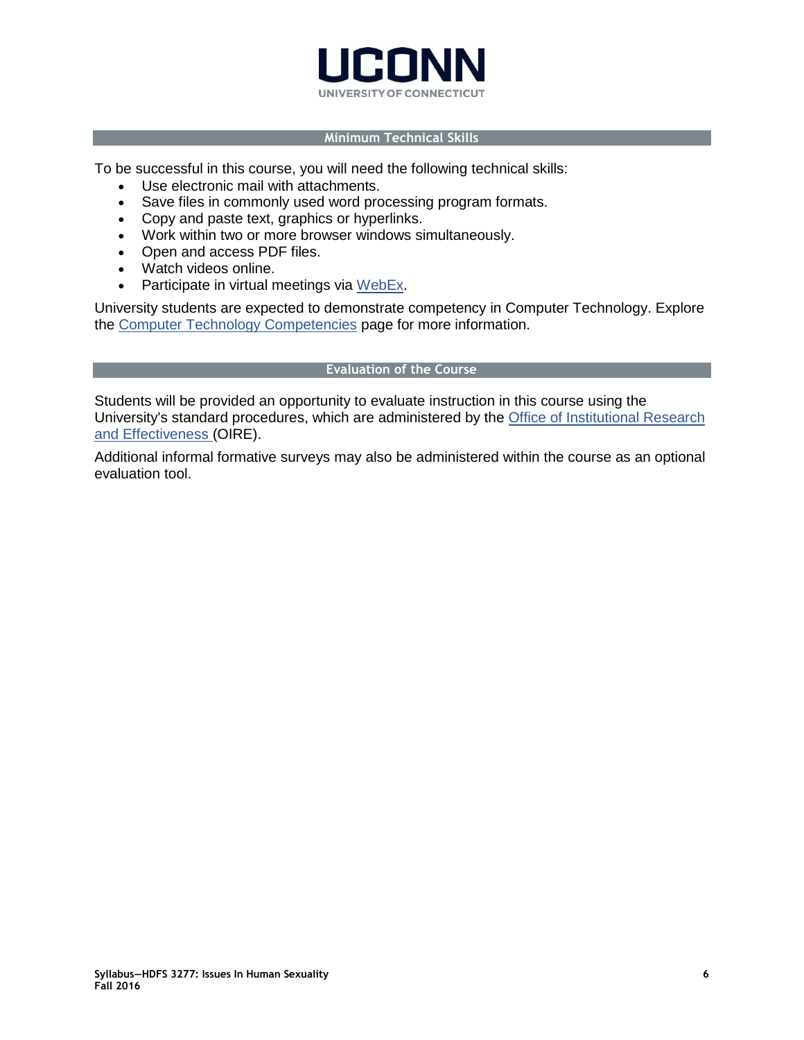## Minimum Technical Skills

To be successful in this course, you will need the following technical skills:

- Use electronic mail with attachments.
- Save files in commonly used word processing program formats.
- Copy and paste text, graphics or hyperlinks.
- Work within two or more browser windows simultaneously.
- Open and access PDF files.
- Watch videos online.
- Participate in virtual meetings via WebEx.

University students are expected to demonstrate competency in Computer Technology. Explore the Computer Technology Competencies page for more information.

## Evaluation of the Course

Students will be provided an opportunity to evaluate instruction in this course using the University's standard procedures, which are administered by the Office of Institutional Research and Effectiveness (OIRE).

Additional informal formative surveys may also be administered within the course as an optional evaluation tool.